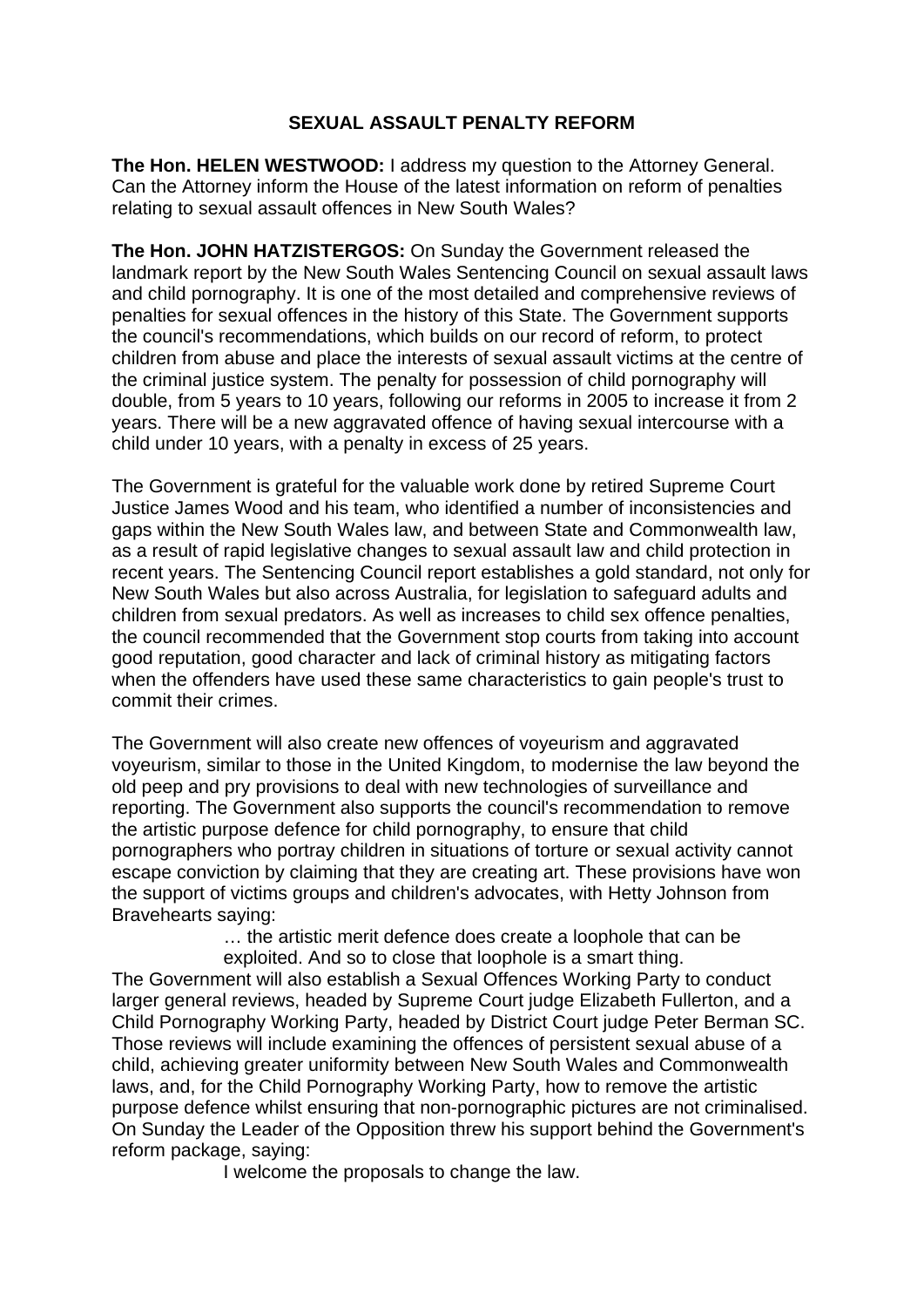# SEXUAL ASSAULT PENALTY REFORM

**The Hon. HELEN WESTWOOD:** I address my question to the Attorney General. Can the Attorney inform the House of the latest information on reform of penalties relating to sexual assault offences in New South Wales?

**The Hon. JOHN HATZISTERGOS:** On Sunday the Government released the landmark report by the New South Wales Sentencing Council on sexual assault laws and child pornography. It is one of the most detailed and comprehensive reviews of penalties for sexual offences in the history of this State. The Government supports the council's recommendations, which builds on our record of reform, to protect children from abuse and place the interests of sexual assault victims at the centre of the criminal justice system. The penalty for possession of child pornography will double, from 5 years to 10 years, following our reforms in 2005 to increase it from 2 years. There will be a new aggravated offence of having sexual intercourse with a child under 10 years, with a penalty in excess of 25 years.

The Government is grateful for the valuable work done by retired Supreme Court Justice James Wood and his team, who identified a number of inconsistencies and gaps within the New South Wales law, and between State and Commonwealth law, as a result of rapid legislative changes to sexual assault law and child protection in recent years. The Sentencing Council report establishes a gold standard, not only for New South Wales but also across Australia, for legislation to safeguard adults and children from sexual predators. As well as increases to child sex offence penalties, the council recommended that the Government stop courts from taking into account good reputation, good character and lack of criminal history as mitigating factors when the offenders have used these same characteristics to gain people's trust to commit their crimes.

The Government will also create new offences of voyeurism and aggravated voyeurism, similar to those in the United Kingdom, to modernise the law beyond the old peep and pry provisions to deal with new technologies of surveillance and reporting. The Government also supports the council's recommendation to remove the artistic purpose defence for child pornography, to ensure that child pornographers who portray children in situations of torture or sexual activity cannot escape conviction by claiming that they are creating art. These provisions have won the support of victims groups and children's advocates, with Hetty Johnson from Bravehearts saying:

> … the artistic merit defence does create a loophole that can be exploited. And so to close that loophole is a smart thing.

The Government will also establish a Sexual Offences Working Party to conduct larger general reviews, headed by Supreme Court judge Elizabeth Fullerton, and a Child Pornography Working Party, headed by District Court judge Peter Berman SC. Those reviews will include examining the offences of persistent sexual abuse of a child, achieving greater uniformity between New South Wales and Commonwealth laws, and, for the Child Pornography Working Party, how to remove the artistic purpose defence whilst ensuring that non-pornographic pictures are not criminalised. On Sunday the Leader of the Opposition threw his support behind the Government's reform package, saying:

> I welcome the proposals to change the law.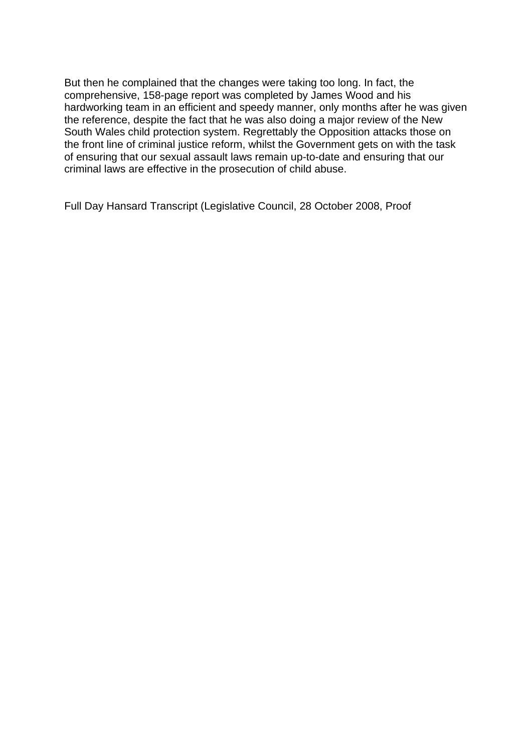But then he complained that the changes were taking too long. In fact, the comprehensive, 158-page report was completed by James Wood and his hardworking team in an efficient and speedy manner, only months after he was given the reference, despite the fact that he was also doing a major review of the New South Wales child protection system. Regrettably the Opposition attacks those on the front line of criminal justice reform, whilst the Government gets on with the task of ensuring that our sexual assault laws remain up-to-date and ensuring that our criminal laws are effective in the prosecution of child abuse.

Full Day Hansard Transcript (Legislative Council, 28 October 2008, Proof